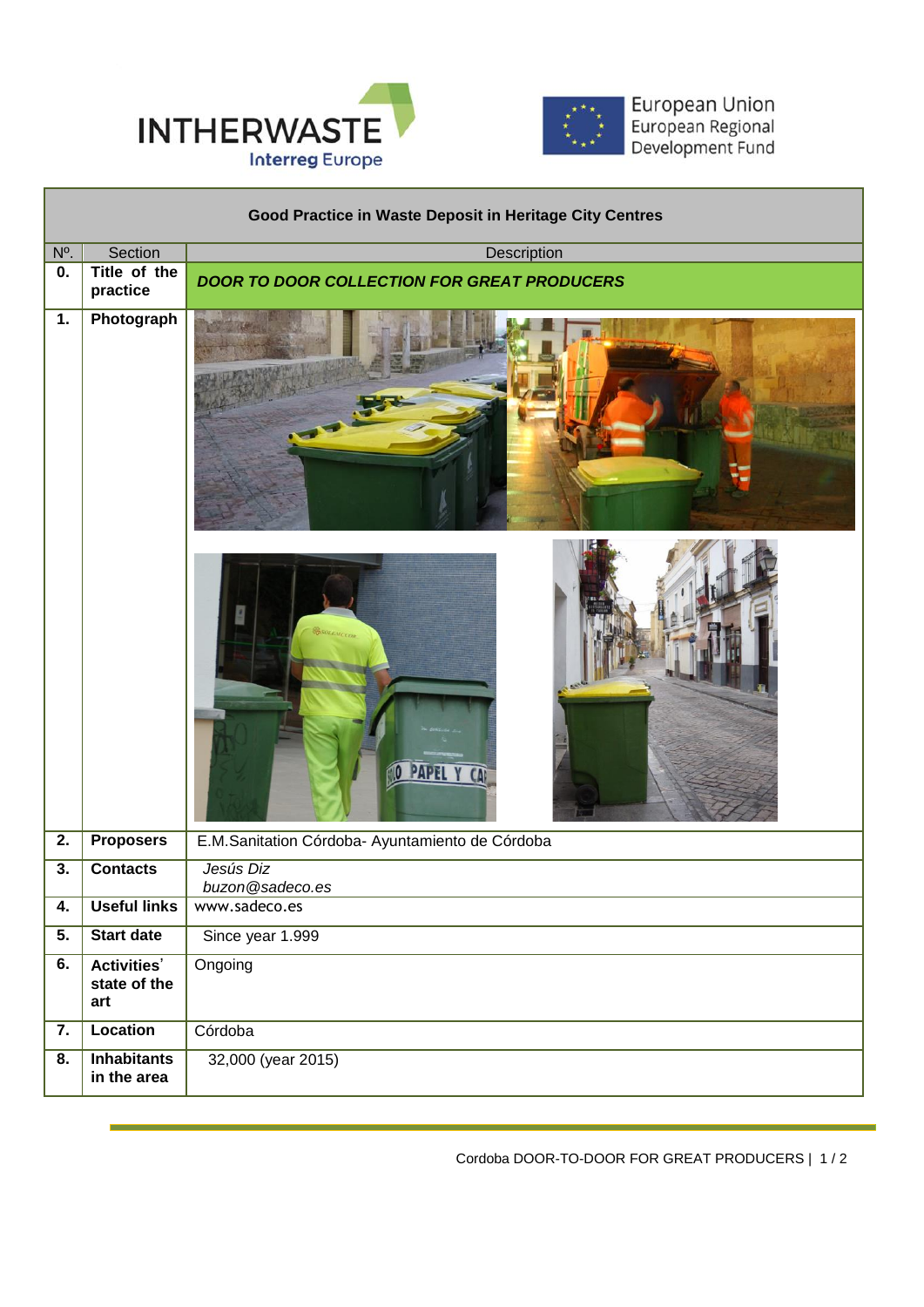| Good Practice in Waste Deposit in Heritage City Centres | | |
|---|---|---|
| Nº. | Section | Description |
| 0. | **Title of the practice** | ***DOOR TO DOOR COLLECTION FOR GREAT PRODUCERS*** |
| 1. | **Photograph** | |
| 2. | **Proposers** | E.M.Sanitation Córdoba- Ayuntamiento de Córdoba |
| 3. | **Contacts** | *Jesús Diz*<br>*buzon@sadeco.es* |
| 4. | **Useful links** | www.sadeco.es |
| 5. | **Start date** | Since year 1.999 |
| 6. | **Activities' state of the art** | Ongoing |
| 7. | **Location** | Córdoba |
| 8. | **Inhabitants in the area** | 32,000 (year 2015) |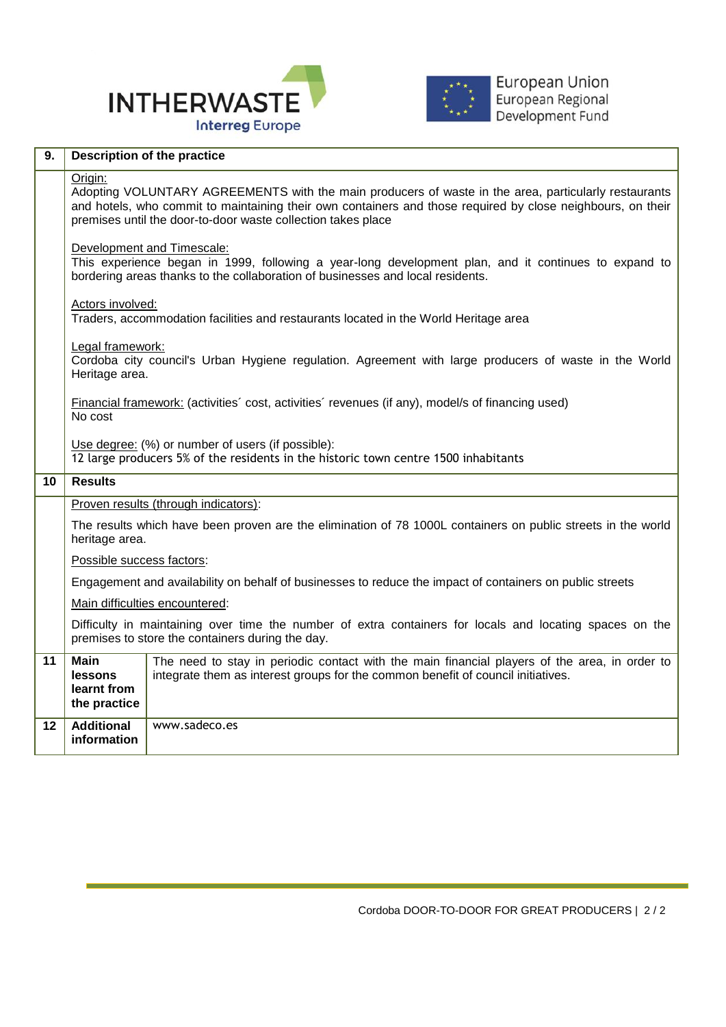| 9. | Description of the practice | |
|---|---|---|
| | Origin:<br>Adopting VOLUNTARY AGREEMENTS with the main producers of waste in the area, particularly restaurants and hotels, who commit to maintaining their own containers and those required by close neighbours, on their premises until the door-to-door waste collection takes place<br><br>Development and Timescale:<br>This experience began in 1999, following a year-long development plan, and it continues to expand to bordering areas thanks to the collaboration of businesses and local residents.<br><br>Actors involved:<br>Traders, accommodation facilities and restaurants located in the World Heritage area<br><br>Legal framework:<br>Cordoba city council's Urban Hygiene regulation. Agreement with large producers of waste in the World Heritage area.<br><br>Financial framework: (activities´ cost, activities´ revenues (if any), model/s of financing used)<br>No cost<br><br>Use degree: (%) or number of users (if possible):<br>12 large producers 5% of the residents in the historic town centre 1500 inhabitants | |
| 10 | Results | |
| | Proven results (through indicators):<br><br>The results which have been proven are the elimination of 78 1000L containers on public streets in the world heritage area.<br><br>Possible success factors:<br><br>Engagement and availability on behalf of businesses to reduce the impact of containers on public streets<br><br>Main difficulties encountered:<br><br>Difficulty in maintaining over time the number of extra containers for locals and locating spaces on the premises to store the containers during the day. | |
| 11 | Main lessons learnt from the practice | The need to stay in periodic contact with the main financial players of the area, in order to integrate them as interest groups for the common benefit of council initiatives. |
| 12 | Additional information | www.sadeco.es |